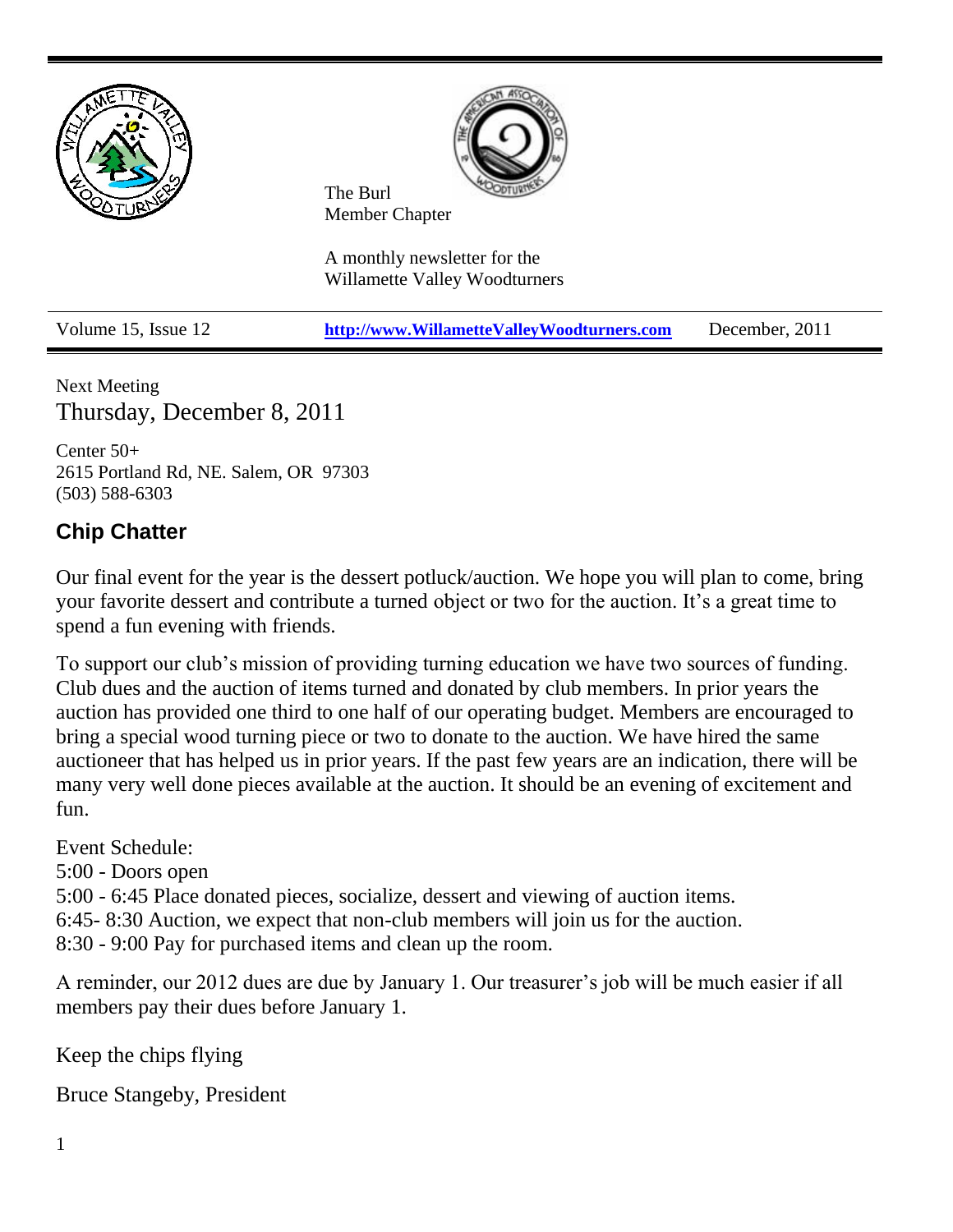The Burl
Member Chapter

A monthly newsletter for the
Willamette Valley Woodturners

| Volume 15, Issue 12 | http://www.WillametteValleyWoodturners.com | December, 2011 |
|---|---|---|

Next Meeting
Thursday, December 8, 2011

Center 50+
2615 Portland Rd, NE. Salem, OR 97303
(503) 588-6303

## Chip Chatter

Our final event for the year is the dessert potluck/auction. We hope you will plan to come, bring your favorite dessert and contribute a turned object or two for the auction. It's a great time to spend a fun evening with friends.

To support our club's mission of providing turning education we have two sources of funding. Club dues and the auction of items turned and donated by club members. In prior years the auction has provided one third to one half of our operating budget. Members are encouraged to bring a special wood turning piece or two to donate to the auction. We have hired the same auctioneer that has helped us in prior years. If the past few years are an indication, there will be many very well done pieces available at the auction. It should be an evening of excitement and fun.

Event Schedule:
5:00 - Doors open
5:00 - 6:45 Place donated pieces, socialize, dessert and viewing of auction items.
6:45- 8:30 Auction, we expect that non-club members will join us for the auction.
8:30 - 9:00 Pay for purchased items and clean up the room.

A reminder, our 2012 dues are due by January 1. Our treasurer's job will be much easier if all members pay their dues before January 1.

Keep the chips flying

Bruce Stangeby, President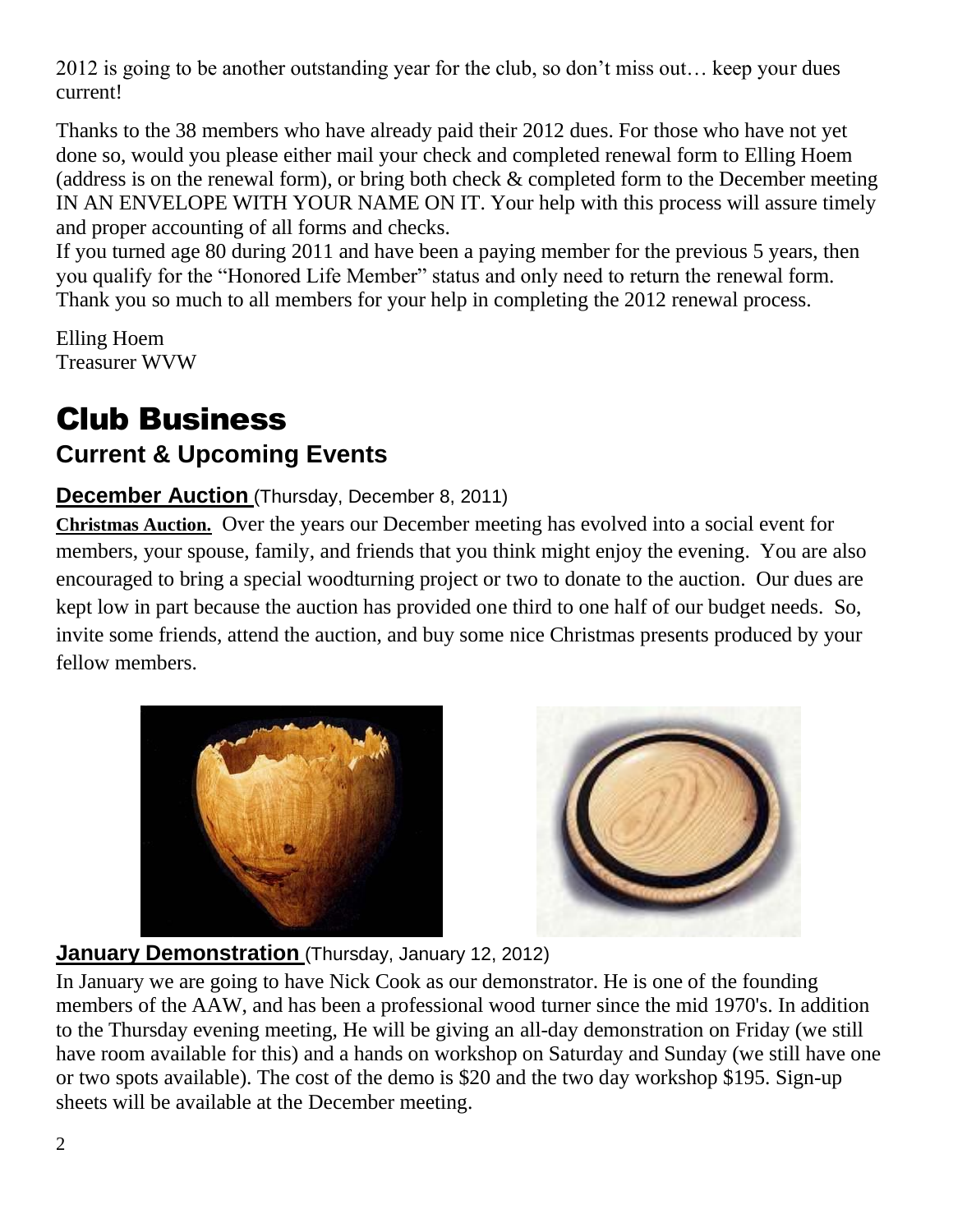2012 is going to be another outstanding year for the club, so don't miss out… keep your dues current!

Thanks to the 38 members who have already paid their 2012 dues. For those who have not yet done so, would you please either mail your check and completed renewal form to Elling Hoem (address is on the renewal form), or bring both check & completed form to the December meeting IN AN ENVELOPE WITH YOUR NAME ON IT. Your help with this process will assure timely and proper accounting of all forms and checks.
If you turned age 80 during 2011 and have been a paying member for the previous 5 years, then you qualify for the "Honored Life Member" status and only need to return the renewal form. Thank you so much to all members for your help in completing the 2012 renewal process.

Elling Hoem
Treasurer WVW

# Club Business

## Current & Upcoming Events

### December Auction (Thursday, December 8, 2011)

**Christmas Auction.** Over the years our December meeting has evolved into a social event for members, your spouse, family, and friends that you think might enjoy the evening. You are also encouraged to bring a special woodturning project or two to donate to the auction. Our dues are kept low in part because the auction has provided one third to one half of our budget needs. So, invite some friends, attend the auction, and buy some nice Christmas presents produced by your fellow members.

### January Demonstration (Thursday, January 12, 2012)

In January we are going to have Nick Cook as our demonstrator. He is one of the founding members of the AAW, and has been a professional wood turner since the mid 1970's. In addition to the Thursday evening meeting, He will be giving an all-day demonstration on Friday (we still have room available for this) and a hands on workshop on Saturday and Sunday (we still have one or two spots available). The cost of the demo is $20 and the two day workshop $195. Sign-up sheets will be available at the December meeting.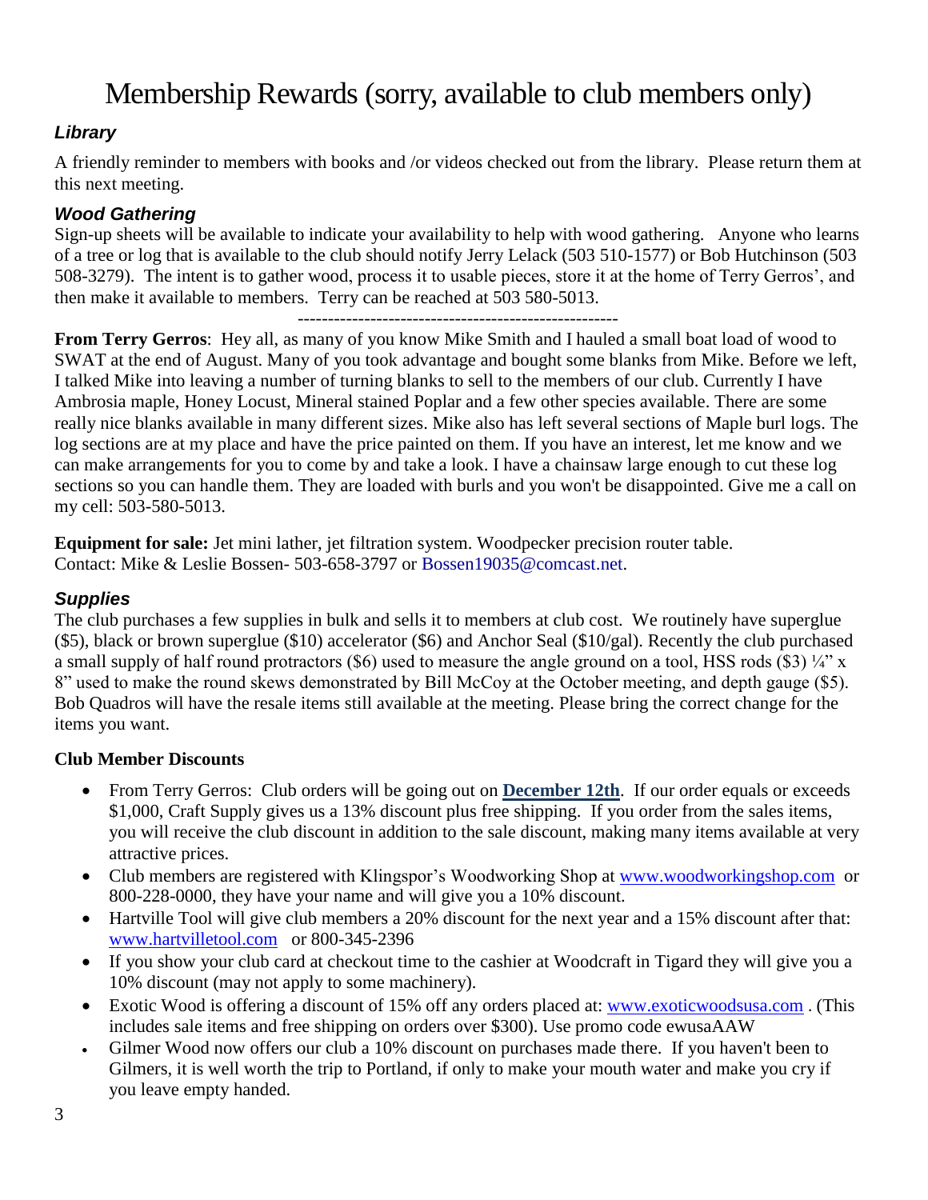# Membership Rewards (sorry, available to club members only)

### *Library*

A friendly reminder to members with books and /or videos checked out from the library. Please return them at this next meeting.

### *Wood Gathering*

Sign-up sheets will be available to indicate your availability to help with wood gathering. Anyone who learns of a tree or log that is available to the club should notify Jerry Lelack (503 510-1577) or Bob Hutchinson (503 508-3279). The intent is to gather wood, process it to usable pieces, store it at the home of Terry Gerros', and then make it available to members. Terry can be reached at 503 580-5013.

-----------------------------------------------------

**From Terry Gerros**: Hey all, as many of you know Mike Smith and I hauled a small boat load of wood to SWAT at the end of August. Many of you took advantage and bought some blanks from Mike. Before we left, I talked Mike into leaving a number of turning blanks to sell to the members of our club. Currently I have Ambrosia maple, Honey Locust, Mineral stained Poplar and a few other species available. There are some really nice blanks available in many different sizes. Mike also has left several sections of Maple burl logs. The log sections are at my place and have the price painted on them. If you have an interest, let me know and we can make arrangements for you to come by and take a look. I have a chainsaw large enough to cut these log sections so you can handle them. They are loaded with burls and you won't be disappointed. Give me a call on my cell: 503-580-5013.

**Equipment for sale:** Jet mini lather, jet filtration system. Woodpecker precision router table.
Contact: Mike & Leslie Bossen- 503-658-3797 or Bossen19035@comcast.net.

### *Supplies*

The club purchases a few supplies in bulk and sells it to members at club cost. We routinely have superglue ($5), black or brown superglue ($10) accelerator ($6) and Anchor Seal ($10/gal). Recently the club purchased a small supply of half round protractors ($6) used to measure the angle ground on a tool, HSS rods ($3) ¼" x 8" used to make the round skews demonstrated by Bill McCoy at the October meeting, and depth gauge ($5). Bob Quadros will have the resale items still available at the meeting. Please bring the correct change for the items you want.

### Club Member Discounts

- From Terry Gerros: Club orders will be going out on **December 12th**. If our order equals or exceeds $1,000, Craft Supply gives us a 13% discount plus free shipping. If you order from the sales items, you will receive the club discount in addition to the sale discount, making many items available at very attractive prices.
- Club members are registered with Klingspor's Woodworking Shop at www.woodworkingshop.com or 800-228-0000, they have your name and will give you a 10% discount.
- Hartville Tool will give club members a 20% discount for the next year and a 15% discount after that: www.hartvilletool.com or 800-345-2396
- If you show your club card at checkout time to the cashier at Woodcraft in Tigard they will give you a 10% discount (may not apply to some machinery).
- Exotic Wood is offering a discount of 15% off any orders placed at: www.exoticwoodsusa.com . (This includes sale items and free shipping on orders over $300). Use promo code ewusaAAW
- Gilmer Wood now offers our club a 10% discount on purchases made there. If you haven't been to Gilmers, it is well worth the trip to Portland, if only to make your mouth water and make you cry if you leave empty handed.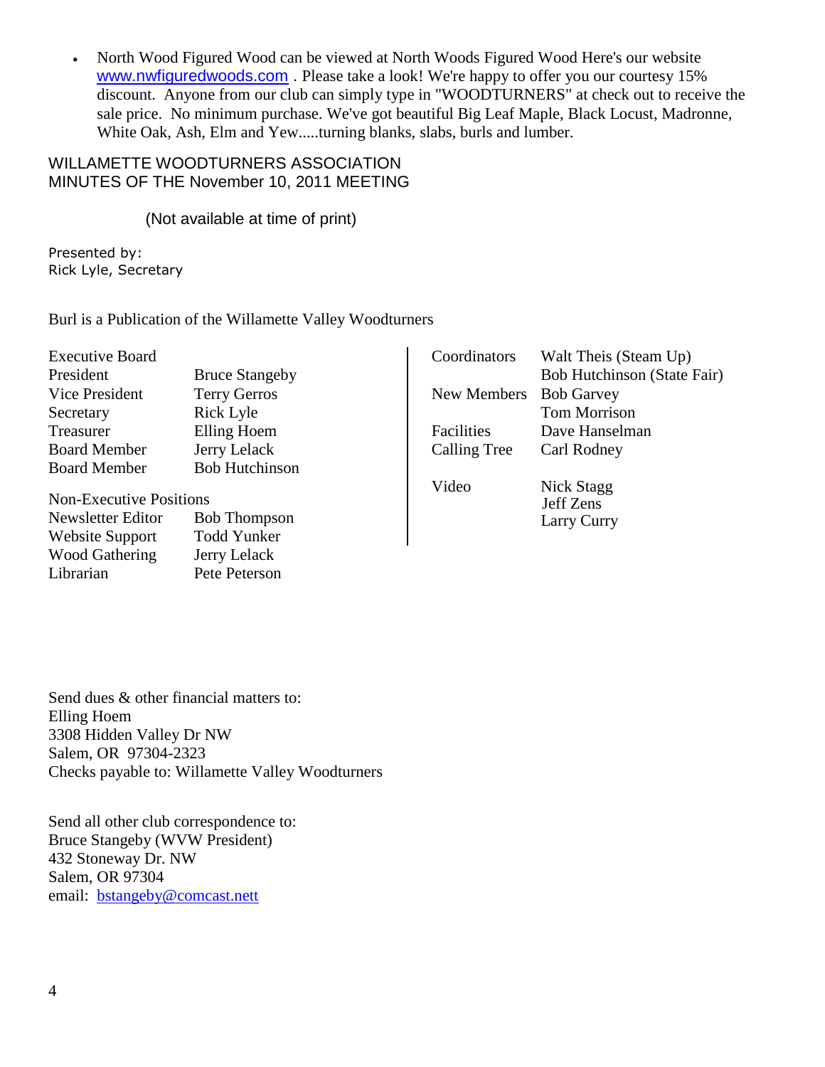- North Wood Figured Wood can be viewed at North Woods Figured Wood Here's our website www.nwfiguredwoods.com . Please take a look! We're happy to offer you our courtesy 15% discount. Anyone from our club can simply type in "WOODTURNERS" at check out to receive the sale price. No minimum purchase. We've got beautiful Big Leaf Maple, Black Locust, Madronne, White Oak, Ash, Elm and Yew.....turning blanks, slabs, burls and lumber.

## WILLAMETTE WOODTURNERS ASSOCIATION
## MINUTES OF THE November 10, 2011 MEETING

(Not available at time of print)

Presented by:
Rick Lyle, Secretary

Burl is a Publication of the Willamette Valley Woodturners

| | |
|---|---|
| Executive Board | |
| President | Bruce Stangeby |
| Vice President | Terry Gerros |
| Secretary | Rick Lyle |
| Treasurer | Elling Hoem |
| Board Member | Jerry Lelack |
| Board Member | Bob Hutchinson |
| Non-Executive Positions | |
| Newsletter Editor | Bob Thompson |
| Website Support | Todd Yunker |
| Wood Gathering | Jerry Lelack |
| Librarian | Pete Peterson |

| | |
|---|---|
| Coordinators | Walt Theis (Steam Up) |
| | Bob Hutchinson (State Fair) |
| New Members | Bob Garvey |
| | Tom Morrison |
| Facilities | Dave Hanselman |
| Calling Tree | Carl Rodney |
| Video | Nick Stagg |
| | Jeff Zens |
| | Larry Curry |

Send dues & other financial matters to:
Elling Hoem
3308 Hidden Valley Dr NW
Salem, OR 97304-2323
Checks payable to: Willamette Valley Woodturners

Send all other club correspondence to:
Bruce Stangeby (WVW President)
432 Stoneway Dr. NW
Salem, OR 97304
email: bstangeby@comcast.nett